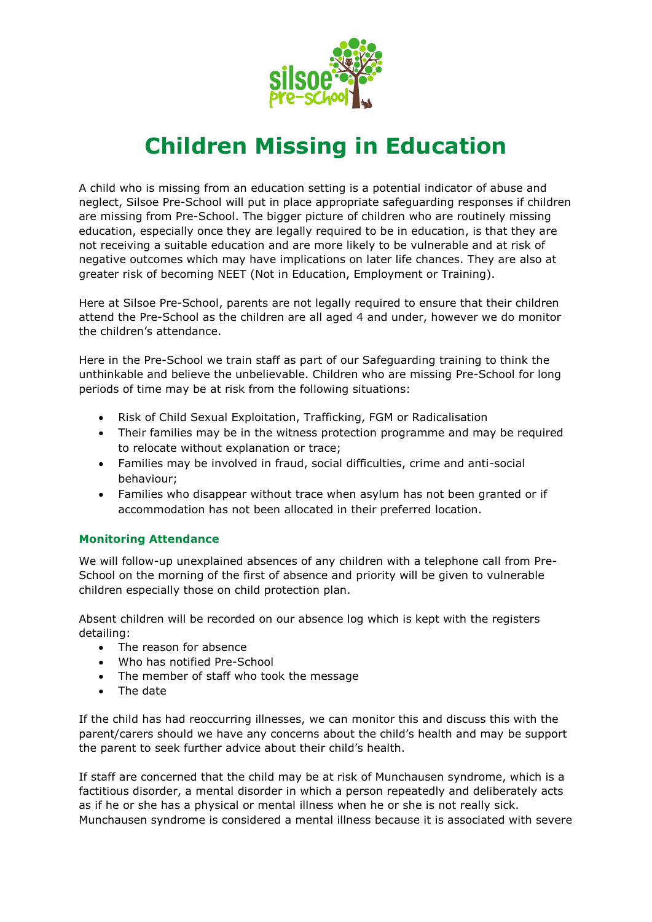# Children Missing in Education

A child who is missing from an education setting is a potential indicator of abuse and neglect, Silsoe Pre-School will put in place appropriate safeguarding responses if children are missing from Pre-School. The bigger picture of children who are routinely missing education, especially once they are legally required to be in education, is that they are not receiving a suitable education and are more likely to be vulnerable and at risk of negative outcomes which may have implications on later life chances. They are also at greater risk of becoming NEET (Not in Education, Employment or Training).

Here at Silsoe Pre-School, parents are not legally required to ensure that their children attend the Pre-School as the children are all aged 4 and under, however we do monitor the children's attendance.

Here in the Pre-School we train staff as part of our Safeguarding training to think the unthinkable and believe the unbelievable. Children who are missing Pre-School for long periods of time may be at risk from the following situations:

- Risk of Child Sexual Exploitation, Trafficking, FGM or Radicalisation
- Their families may be in the witness protection programme and may be required to relocate without explanation or trace;
- Families may be involved in fraud, social difficulties, crime and anti-social behaviour;
- Families who disappear without trace when asylum has not been granted or if accommodation has not been allocated in their preferred location.

### Monitoring Attendance

We will follow-up unexplained absences of any children with a telephone call from Pre-School on the morning of the first of absence and priority will be given to vulnerable children especially those on child protection plan.

Absent children will be recorded on our absence log which is kept with the registers detailing:

- The reason for absence
- Who has notified Pre-School
- The member of staff who took the message
- The date

If the child has had reoccurring illnesses, we can monitor this and discuss this with the parent/carers should we have any concerns about the child's health and may be support the parent to seek further advice about their child's health.

If staff are concerned that the child may be at risk of Munchausen syndrome, which is a factitious disorder, a mental disorder in which a person repeatedly and deliberately acts as if he or she has a physical or mental illness when he or she is not really sick. Munchausen syndrome is considered a mental illness because it is associated with severe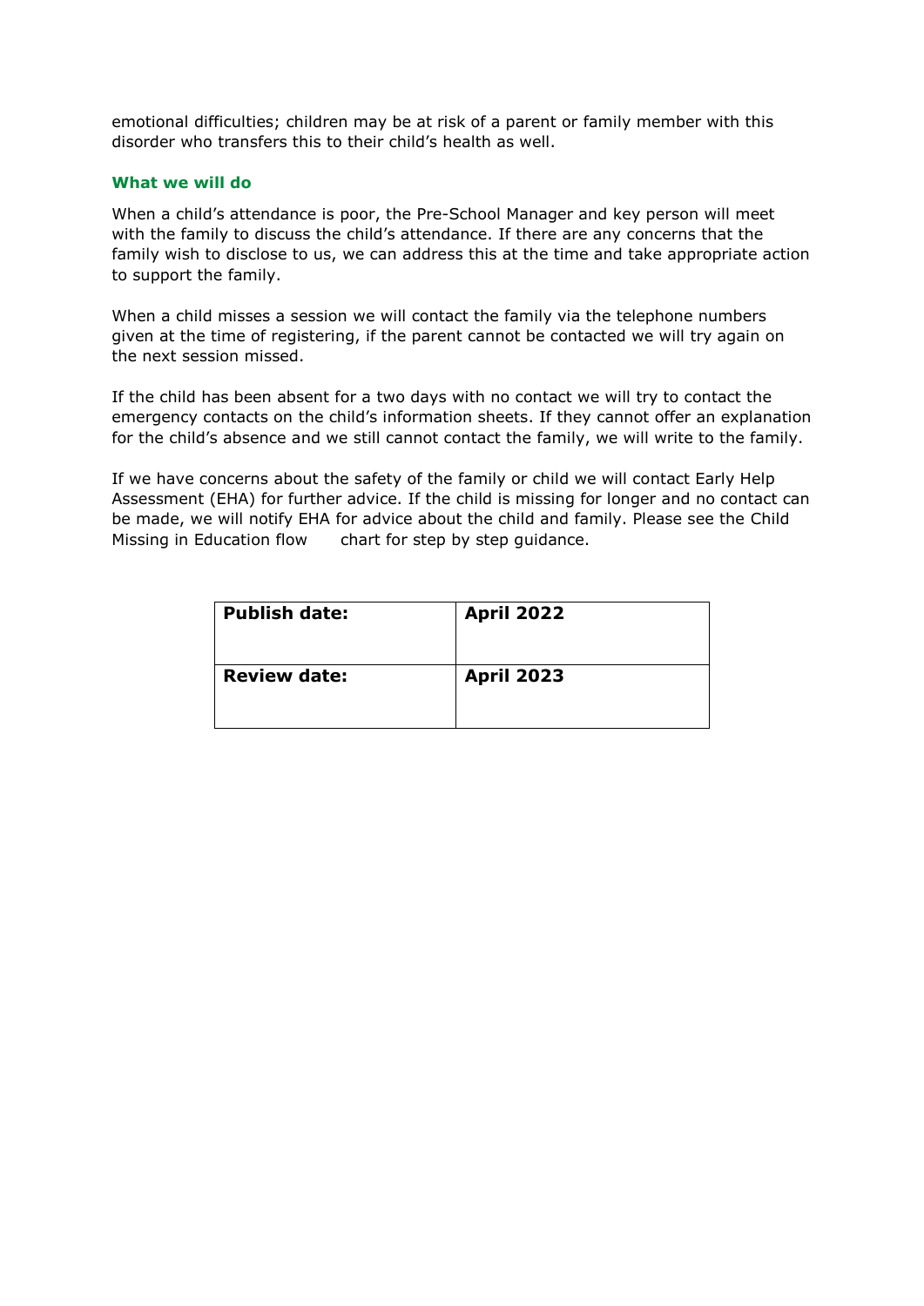emotional difficulties; children may be at risk of a parent or family member with this disorder who transfers this to their child's health as well.

### What we will do

When a child's attendance is poor, the Pre-School Manager and key person will meet with the family to discuss the child's attendance. If there are any concerns that the family wish to disclose to us, we can address this at the time and take appropriate action to support the family.

When a child misses a session we will contact the family via the telephone numbers given at the time of registering, if the parent cannot be contacted we will try again on the next session missed.

If the child has been absent for a two days with no contact we will try to contact the emergency contacts on the child's information sheets. If they cannot offer an explanation for the child's absence and we still cannot contact the family, we will write to the family.

If we have concerns about the safety of the family or child we will contact Early Help Assessment (EHA) for further advice. If the child is missing for longer and no contact can be made, we will notify EHA for advice about the child and family. Please see the Child Missing in Education flow chart for step by step guidance.

| | |
|---|---|
| **Publish date:** | **April 2022** |
| **Review date:** | **April 2023** |